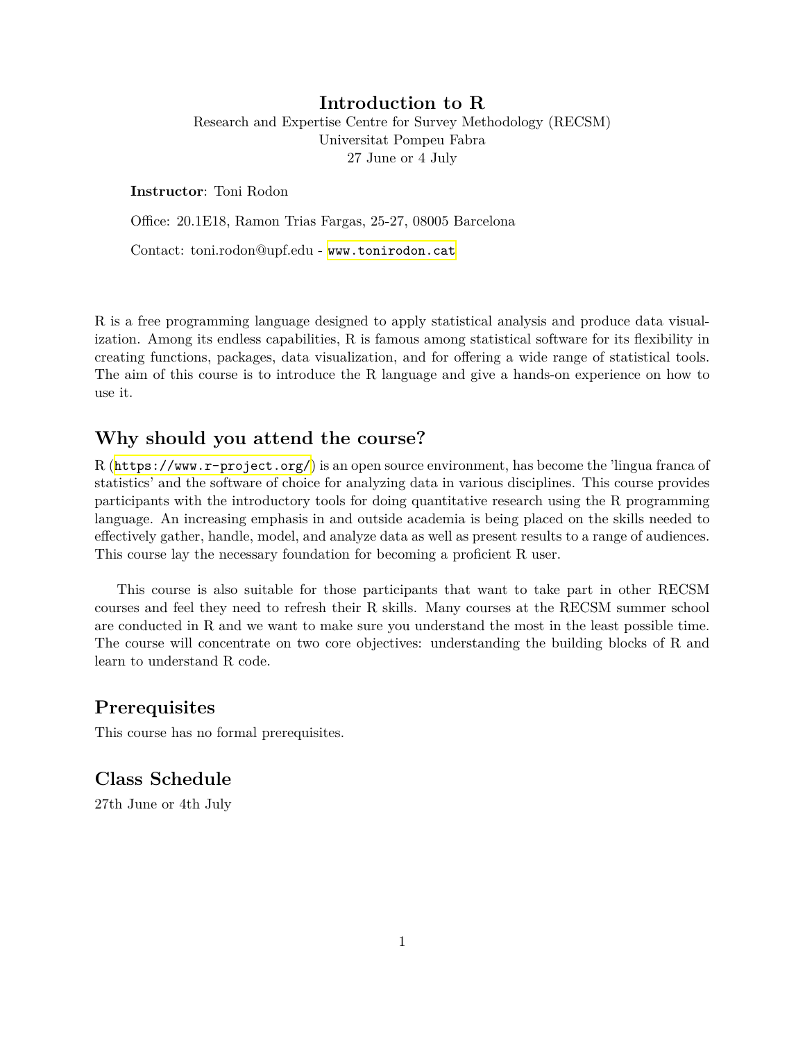# Introduction to R

Research and Expertise Centre for Survey Methodology (RECSM)
Universitat Pompeu Fabra
27 June or 4 July

**Instructor**: Toni Rodon

Office: 20.1E18, Ramon Trias Fargas, 25-27, 08005 Barcelona

Contact: toni.rodon@upf.edu - www.tonirodon.cat

R is a free programming language designed to apply statistical analysis and produce data visualization. Among its endless capabilities, R is famous among statistical software for its flexibility in creating functions, packages, data visualization, and for offering a wide range of statistical tools. The aim of this course is to introduce the R language and give a hands-on experience on how to use it.

## Why should you attend the course?

R (https://www.r-project.org/) is an open source environment, has become the 'lingua franca of statistics' and the software of choice for analyzing data in various disciplines. This course provides participants with the introductory tools for doing quantitative research using the R programming language. An increasing emphasis in and outside academia is being placed on the skills needed to effectively gather, handle, model, and analyze data as well as present results to a range of audiences. This course lay the necessary foundation for becoming a proficient R user.

This course is also suitable for those participants that want to take part in other RECSM courses and feel they need to refresh their R skills. Many courses at the RECSM summer school are conducted in R and we want to make sure you understand the most in the least possible time. The course will concentrate on two core objectives: understanding the building blocks of R and learn to understand R code.

## Prerequisites

This course has no formal prerequisites.

## Class Schedule

27th June or 4th July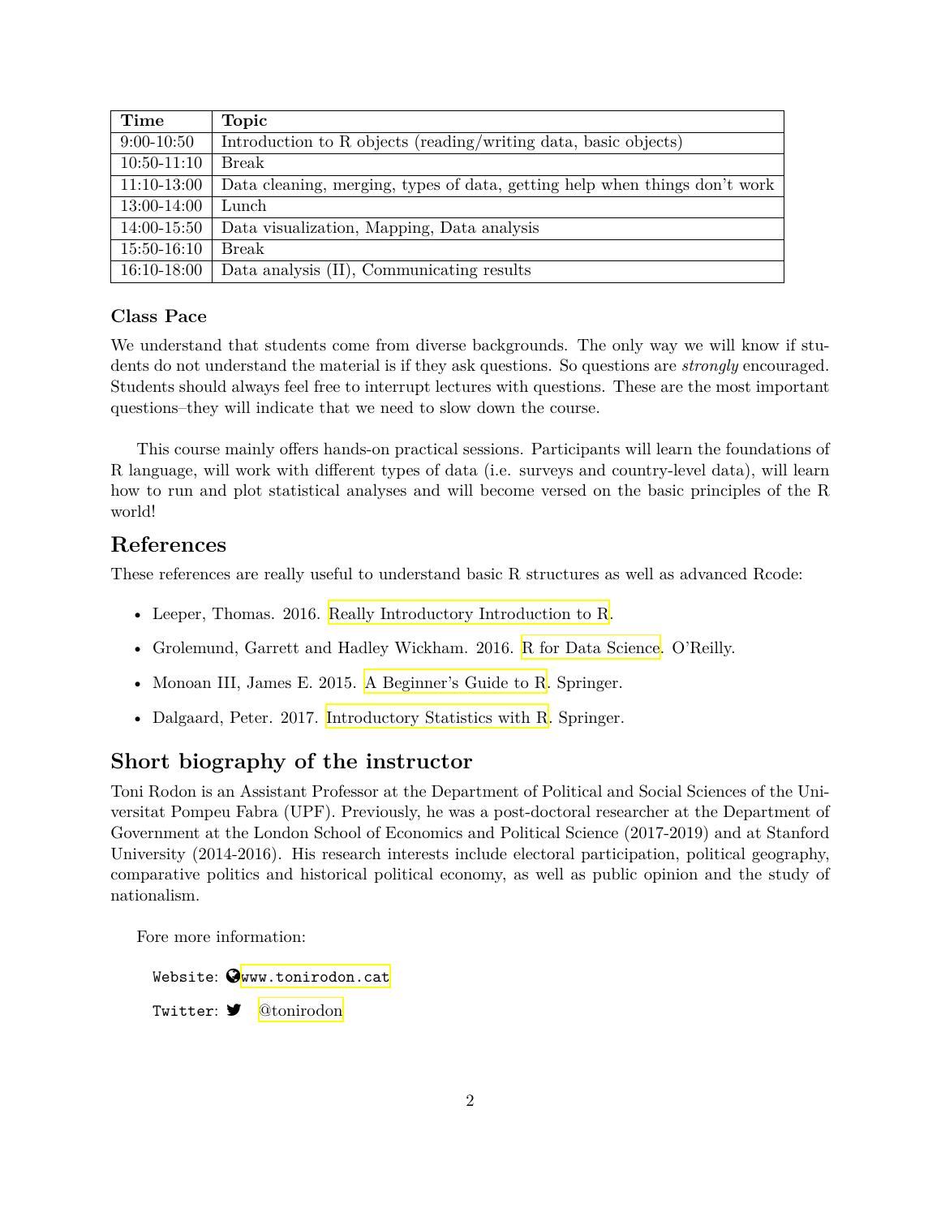| Time | Topic |
| --- | --- |
| 9:00-10:50 | Introduction to R objects (reading/writing data, basic objects) |
| 10:50-11:10 | Break |
| 11:10-13:00 | Data cleaning, merging, types of data, getting help when things don't work |
| 13:00-14:00 | Lunch |
| 14:00-15:50 | Data visualization, Mapping, Data analysis |
| 15:50-16:10 | Break |
| 16:10-18:00 | Data analysis (II), Communicating results |

### Class Pace

We understand that students come from diverse backgrounds. The only way we will know if students do not understand the material is if they ask questions. So questions are *strongly* encouraged. Students should always feel free to interrupt lectures with questions. These are the most important questions–they will indicate that we need to slow down the course.

This course mainly offers hands-on practical sessions. Participants will learn the foundations of R language, will work with different types of data (i.e. surveys and country-level data), will learn how to run and plot statistical analyses and will become versed on the basic principles of the R world!

## References

These references are really useful to understand basic R structures as well as advanced Rcode:

- Leeper, Thomas. 2016. Really Introductory Introduction to R.
- Grolemund, Garrett and Hadley Wickham. 2016. R for Data Science. O'Reilly.
- Monoan III, James E. 2015. A Beginner's Guide to R. Springer.
- Dalgaard, Peter. 2017. Introductory Statistics with R. Springer.

## Short biography of the instructor

Toni Rodon is an Assistant Professor at the Department of Political and Social Sciences of the Universitat Pompeu Fabra (UPF). Previously, he was a post-doctoral researcher at the Department of Government at the London School of Economics and Political Science (2017-2019) and at Stanford University (2014-2016). His research interests include electoral participation, political geography, comparative politics and historical political economy, as well as public opinion and the study of nationalism.

Fore more information:

Website: www.tonirodon.cat

Twitter: @tonirodon